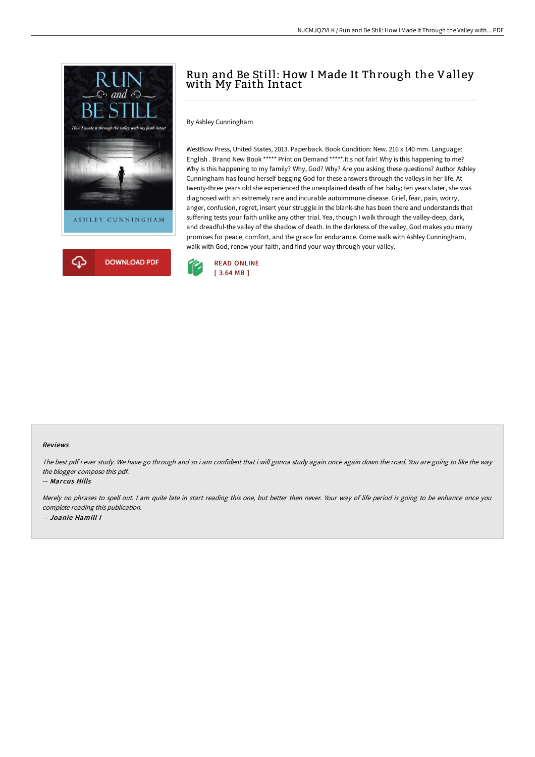# Run and Be Still: How I Made It Through the Valley with My Faith Intact

By Ashley Cunningham

WestBow Press, United States, 2013. Paperback. Book Condition: New. 216 x 140 mm. Language: English . Brand New Book ***** Print on Demand *****.It s not fair! Why is this happening to me? Why is this happening to my family? Why, God? Why? Are you asking these questions? Author Ashley Cunningham has found herself begging God for these answers through the valleys in her life. At twenty-three years old she experienced the unexplained death of her baby; ten years later, she was diagnosed with an extremely rare and incurable autoimmune disease. Grief, fear, pain, worry, anger, confusion, regret, insert your struggle in the blank-she has been there and understands that suffering tests your faith unlike any other trial. Yea, though I walk through the valley-deep, dark, and dreadful-the valley of the shadow of death. In the darkness of the valley, God makes you many promises for peace, comfort, and the grace for endurance. Come walk with Ashley Cunningham, walk with God, renew your faith, and find your way through your valley.

DOWNLOAD PDF

READ ONLINE
[ 3.64 MB ]

### Reviews

*The best pdf i ever study. We have go through and so i am confident that i will gonna study again once again down the road. You are going to like the way the blogger compose this pdf.*

-- ***Marcus Hills***

*Merely no phrases to spell out. I am quite late in start reading this one, but better then never. Your way of life period is going to be enhance once you complete reading this publication.*

-- ***Joanie Hamill I***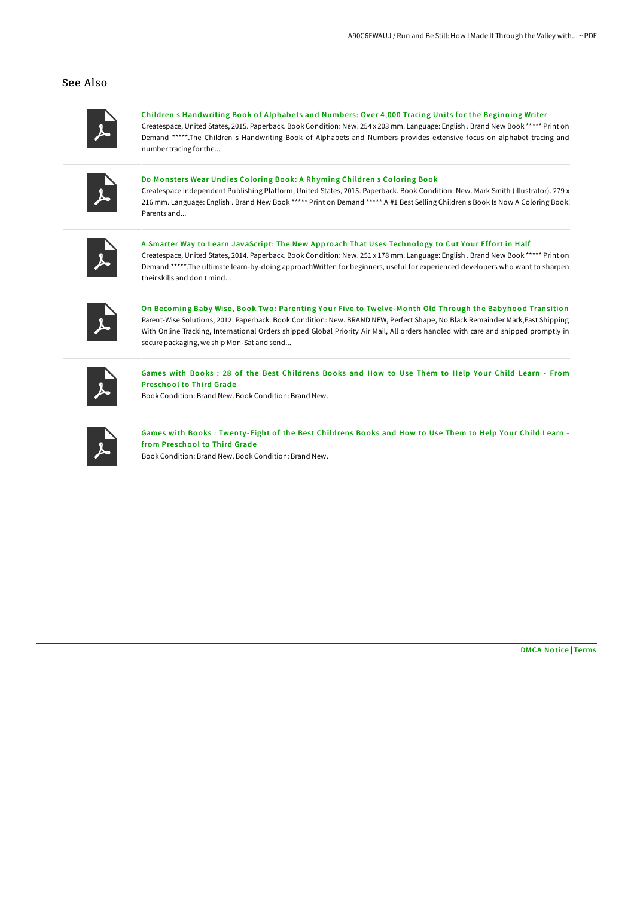## See Also

**Children s Handwriting Book of Alphabets and Numbers: Over 4,000 Tracing Units for the Beginning Writer**
Createspace, United States, 2015. Paperback. Book Condition: New. 254 x 203 mm. Language: English . Brand New Book ***** Print on Demand *****.The Children s Handwriting Book of Alphabets and Numbers provides extensive focus on alphabet tracing and number tracing for the...

**Do Monsters Wear Undies Coloring Book: A Rhyming Children s Coloring Book**
Createspace Independent Publishing Platform, United States, 2015. Paperback. Book Condition: New. Mark Smith (illustrator). 279 x 216 mm. Language: English . Brand New Book ***** Print on Demand *****.A #1 Best Selling Children s Book Is Now A Coloring Book! Parents and...

**A Smarter Way to Learn JavaScript: The New Approach That Uses Technology to Cut Your Effort in Half**
Createspace, United States, 2014. Paperback. Book Condition: New. 251 x 178 mm. Language: English . Brand New Book ***** Print on Demand *****.The ultimate learn-by-doing approachWritten for beginners, useful for experienced developers who want to sharpen their skills and don t mind...

**On Becoming Baby Wise, Book Two: Parenting Your Five to Twelve-Month Old Through the Babyhood Transition**
Parent-Wise Solutions, 2012. Paperback. Book Condition: New. BRAND NEW, Perfect Shape, No Black Remainder Mark,Fast Shipping With Online Tracking, International Orders shipped Global Priority Air Mail, All orders handled with care and shipped promptly in secure packaging, we ship Mon-Sat and send...

**Games with Books : 28 of the Best Childrens Books and How to Use Them to Help Your Child Learn - From Preschool to Third Grade**
Book Condition: Brand New. Book Condition: Brand New.

**Games with Books : Twenty-Eight of the Best Childrens Books and How to Use Them to Help Your Child Learn - from Preschool to Third Grade**
Book Condition: Brand New. Book Condition: Brand New.